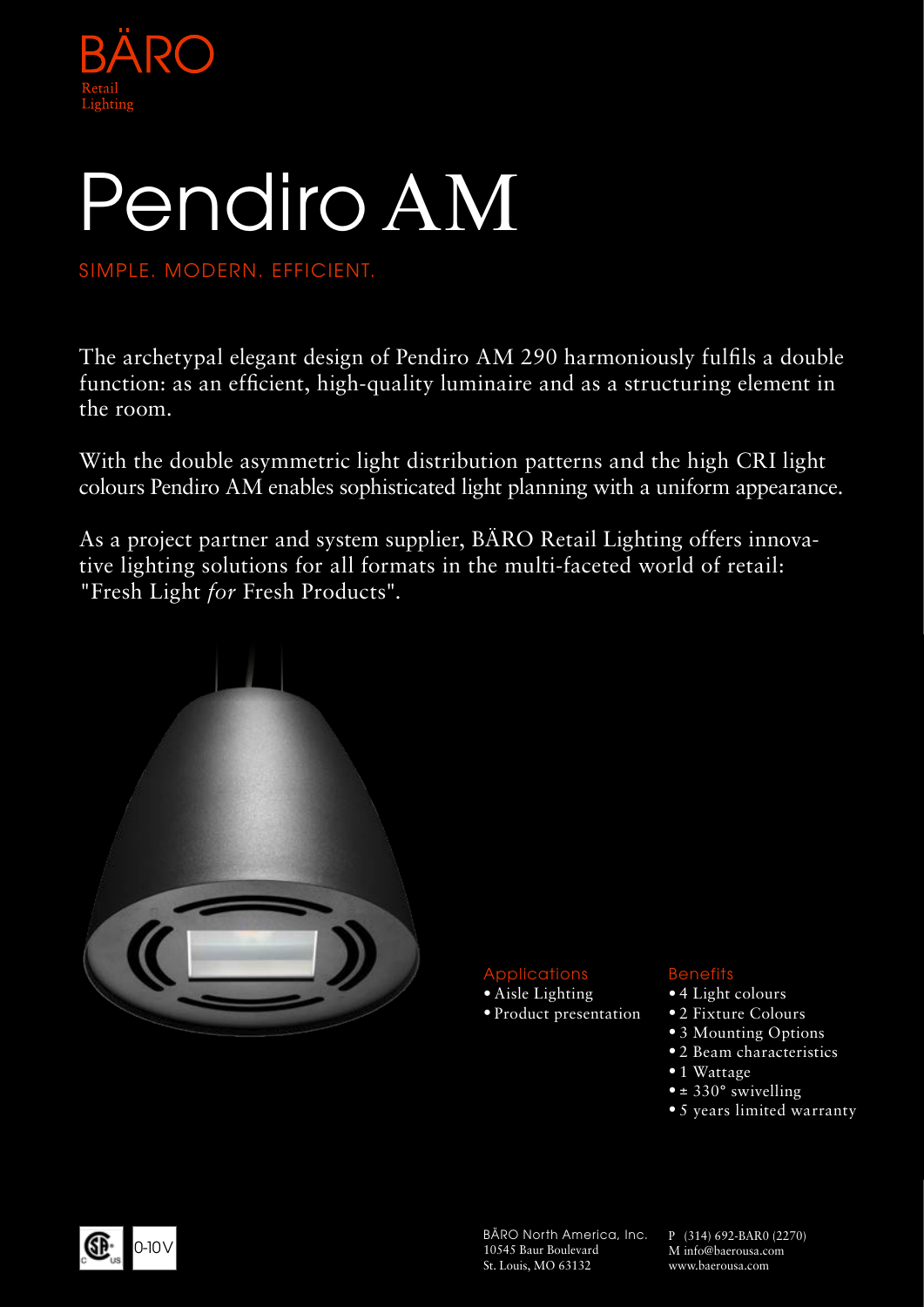BÄRO
Retail
Lighting

# Pendiro AM

SIMPLE. MODERN. EFFICIENT.

The archetypal elegant design of Pendiro AM 290 harmoniously fulfils a double function: as an efficient, high-quality luminaire and as a structuring element in the room.

With the double asymmetric light distribution patterns and the high CRI light colours Pendiro AM enables sophisticated light planning with a uniform appearance.

As a project partner and system supplier, BÄRO Retail Lighting offers innovative lighting solutions for all formats in the multi-faceted world of retail: "Fresh Light *for* Fresh Products".

### Applications

- Aisle Lighting
- Product presentation

### Benefits

- 4 Light colours
- 2 Fixture Colours
- 3 Mounting Options
- 2 Beam characteristics
- 1 Wattage
- ± 330° swivelling
- 5 years limited warranty

0-10V

BÄRO North America, Inc.
10545 Baur Boulevard
St. Louis, MO 63132

P (314) 692-BAR0 (2270)
M info@baerousa.com
www.baerousa.com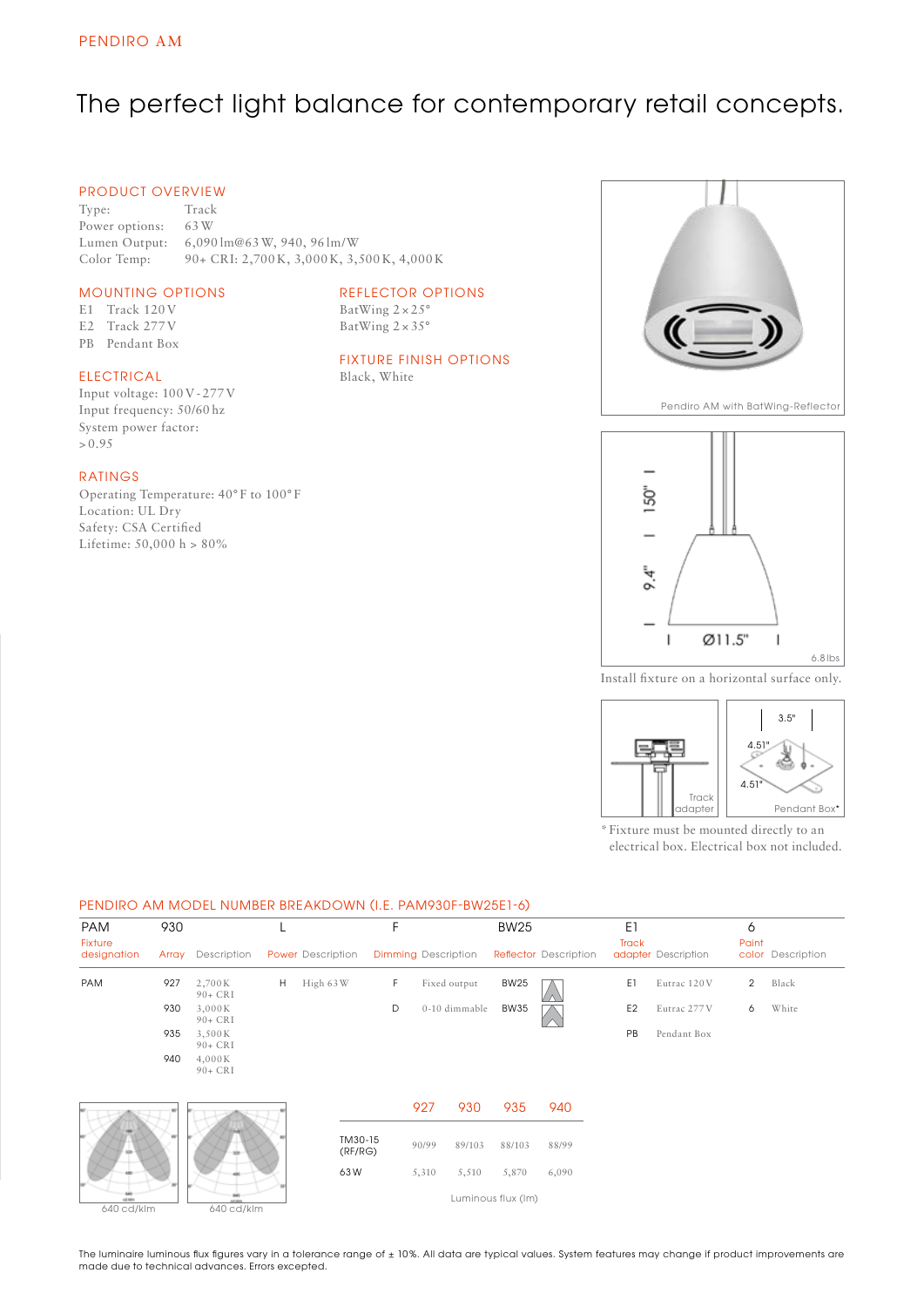PENDIRO AM

# The perfect light balance for contemporary retail concepts.

## PRODUCT OVERVIEW

| | |
|---|---|
| Type: | Track |
| Power options: | 63 W |
| Lumen Output: | 6,090 lm@63 W, 940, 96 lm/W |
| Color Temp: | 90+ CRI: 2,700 K, 3,000 K, 3,500 K, 4,000 K |

## MOUNTING OPTIONS

E1 Track 120 V
E2 Track 277 V
PB Pendant Box

## ELECTRICAL

Input voltage: 100 V - 277 V
Input frequency: 50/60 hz
System power factor:
> 0.95

## RATINGS

Operating Temperature: 40° F to 100° F
Location: UL Dry
Safety: CSA Certified
Lifetime: 50,000 h > 80%

## REFLECTOR OPTIONS

BatWing 2 x 25°
BatWing 2 x 35°

## FIXTURE FINISH OPTIONS

Black, White

Pendiro AM with BatWing-Reflector

150"
9.4"
Ø11.5"
6.8 lbs

Install fixture on a horizontal surface only.

Track adapter

3.5"
4.51"
4.51"
Pendant Box*

* Fixture must be mounted directly to an electrical box. Electrical box not included.

## PENDIRO AM MODEL NUMBER BREAKDOWN (I.E. PAM930F-BW25E1-6)

| PAM | 930 | | L | | F | | BW25 | | E1 | | 6 | |
|---|---|---|---|---|---|---|---|---|---|---|---|---|
| Fixture designation | Array | Description | Power | Description | Dimming | Description | Reflector | Description | Track adapter | Description | Paint color | Description |
| PAM | 927 | 2,700 K 90+ CRI | H | High 63 W | F | Fixed output | BW25 | | E1 | Eutrac 120 V | 2 | Black |
| | 930 | 3,000 K 90+ CRI | | | D | 0-10 dimmable | BW35 | | E2 | Eutrac 277 V | 6 | White |
| | 935 | 3,500 K 90+ CRI | | | | | | | PB | Pendant Box | | |
| | 940 | 4,000 K 90+ CRI | | | | | | | | | | |

640 cd/klm

640 cd/klm

| | 927 | 930 | 935 | 940 |
|---|---|---|---|---|
| TM30-15 (RF/RG) | 90/99 | 89/103 | 88/103 | 88/99 |
| 63 W | 5,310 | 5,510 | 5,870 | 6,090 |

Luminous flux (lm)

The luminaire luminous flux figures vary in a tolerance range of ± 10%. All data are typical values. System features may change if product improvements are made due to technical advances. Errors excepted.